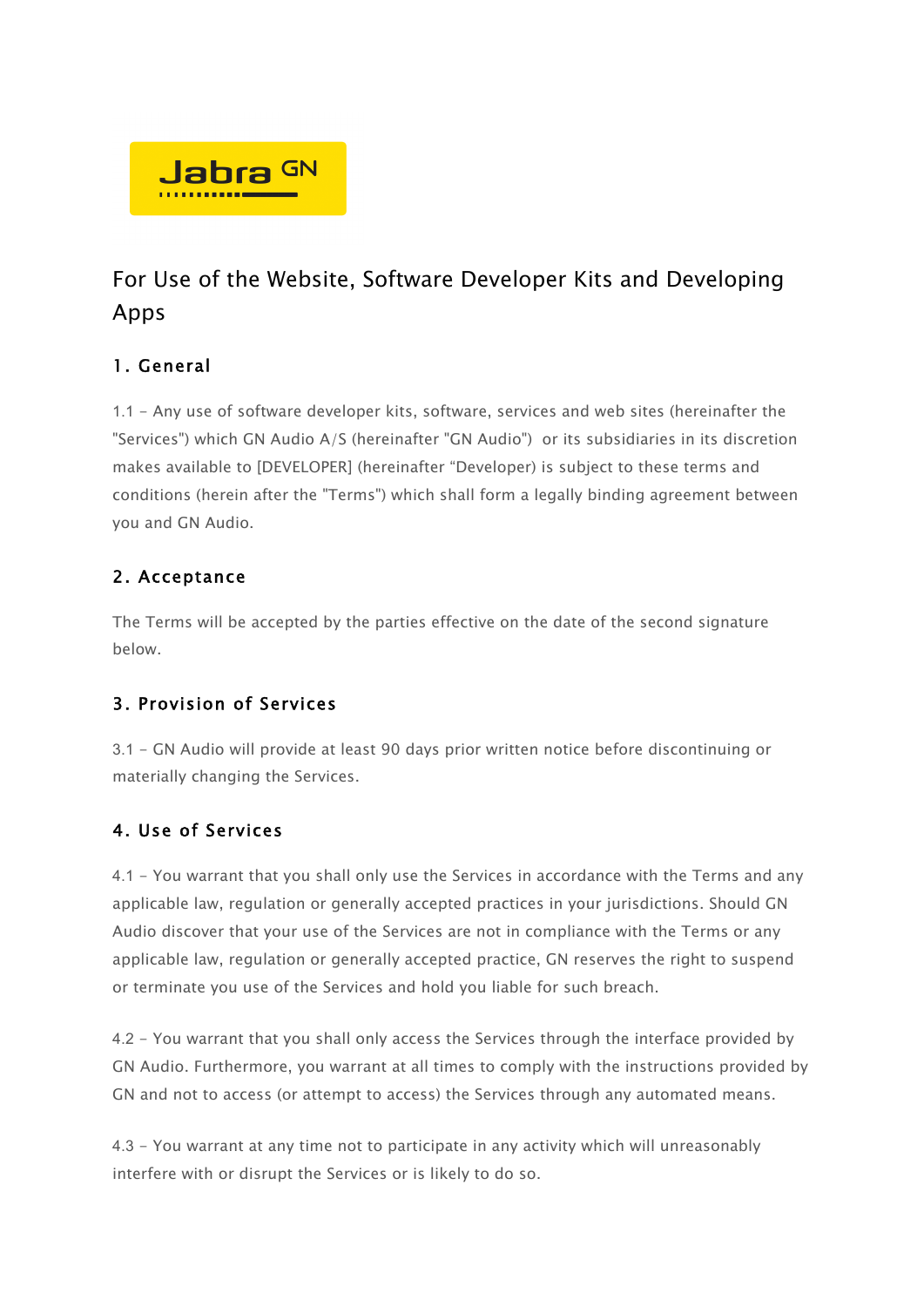For Use of the Website, Software Developer Kits and Developing Apps

## 1. General

1.1 – Any use of software developer kits, software, services and web sites (hereinafter the "Services") which GN Audio A/S (hereinafter "GN Audio")  or its subsidiaries in its discretion makes available to [DEVELOPER] (hereinafter "Developer) is subject to these terms and conditions (herein after the "Terms") which shall form a legally binding agreement between you and GN Audio.

## 2. Acceptance

The Terms will be accepted by the parties effective on the date of the second signature below.

## 3. Provision of Services

3.1 – GN Audio will provide at least 90 days prior written notice before discontinuing or materially changing the Services.

## 4. Use of Services

4.1 – You warrant that you shall only use the Services in accordance with the Terms and any applicable law, regulation or generally accepted practices in your jurisdictions. Should GN Audio discover that your use of the Services are not in compliance with the Terms or any applicable law, regulation or generally accepted practice, GN reserves the right to suspend or terminate you use of the Services and hold you liable for such breach.

4.2 – You warrant that you shall only access the Services through the interface provided by GN Audio. Furthermore, you warrant at all times to comply with the instructions provided by GN and not to access (or attempt to access) the Services through any automated means.

4.3 – You warrant at any time not to participate in any activity which will unreasonably interfere with or disrupt the Services or is likely to do so.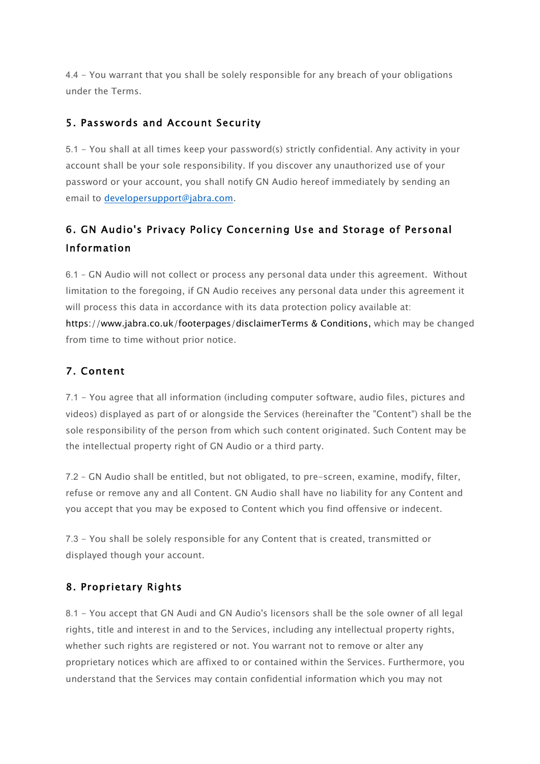4.4 - You warrant that you shall be solely responsible for any breach of your obligations under the Terms.

## 5. Passwords and Account Security

5.1 - You shall at all times keep your password(s) strictly confidential. Any activity in your account shall be your sole responsibility. If you discover any unauthorized use of your password or your account, you shall notify GN Audio hereof immediately by sending an email to developersupport@jabra.com.

## 6. GN Audio's Privacy Policy Concerning Use and Storage of Personal Information

6.1 – GN Audio will not collect or process any personal data under this agreement. Without limitation to the foregoing, if GN Audio receives any personal data under this agreement it will process this data in accordance with its data protection policy available at: https://www.jabra.co.uk/footerpages/disclaimerTerms & Conditions, which may be changed from time to time without prior notice.

## 7. Content

7.1 - You agree that all information (including computer software, audio files, pictures and videos) displayed as part of or alongside the Services (hereinafter the "Content") shall be the sole responsibility of the person from which such content originated. Such Content may be the intellectual property right of GN Audio or a third party.

7.2 - GN Audio shall be entitled, but not obligated, to pre-screen, examine, modify, filter, refuse or remove any and all Content. GN Audio shall have no liability for any Content and you accept that you may be exposed to Content which you find offensive or indecent.

7.3 - You shall be solely responsible for any Content that is created, transmitted or displayed though your account.

## 8. Proprietary Rights

8.1 - You accept that GN Audi and GN Audio's licensors shall be the sole owner of all legal rights, title and interest in and to the Services, including any intellectual property rights, whether such rights are registered or not. You warrant not to remove or alter any proprietary notices which are affixed to or contained within the Services. Furthermore, you understand that the Services may contain confidential information which you may not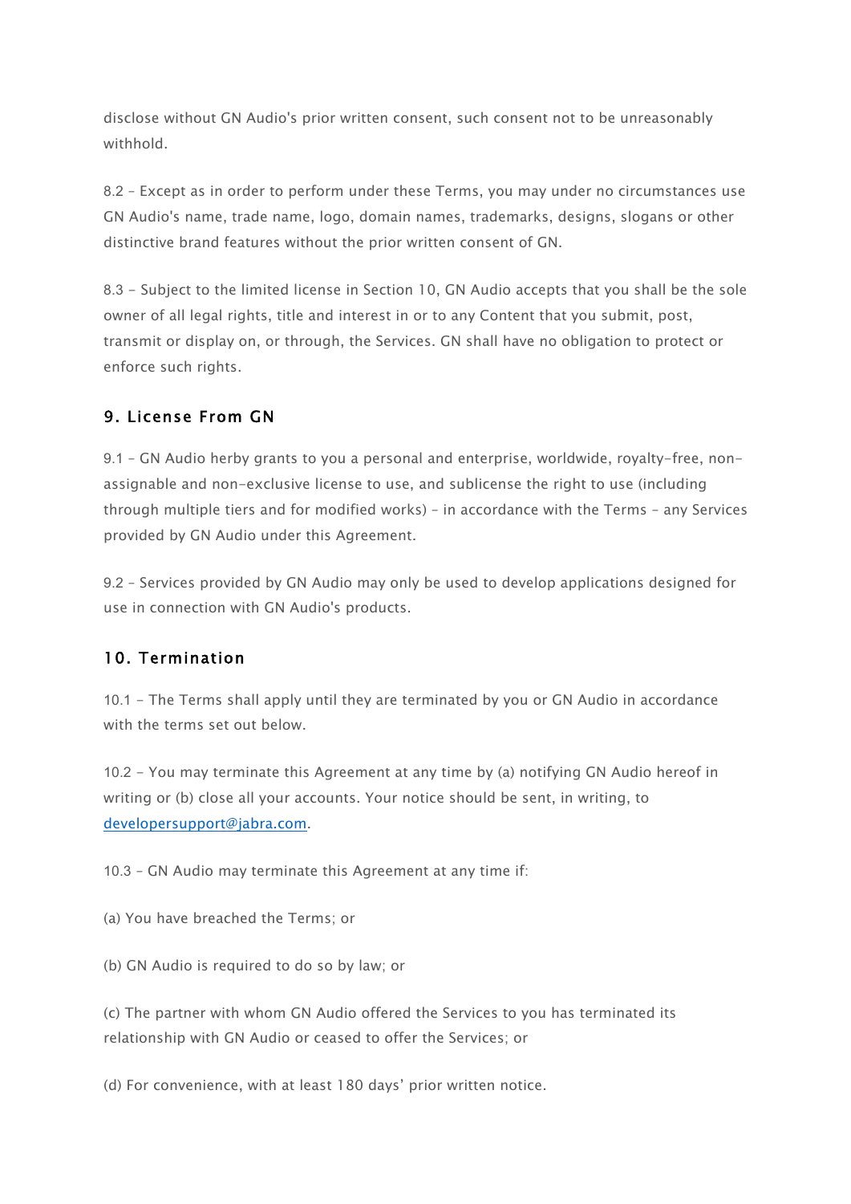disclose without GN Audio's prior written consent, such consent not to be unreasonably withhold.

8.2 – Except as in order to perform under these Terms, you may under no circumstances use GN Audio's name, trade name, logo, domain names, trademarks, designs, slogans or other distinctive brand features without the prior written consent of GN.

8.3 – Subject to the limited license in Section 10, GN Audio accepts that you shall be the sole owner of all legal rights, title and interest in or to any Content that you submit, post, transmit or display on, or through, the Services. GN shall have no obligation to protect or enforce such rights.

## 9. License From GN

9.1 – GN Audio herby grants to you a personal and enterprise, worldwide, royalty-free, non-assignable and non-exclusive license to use, and sublicense the right to use (including through multiple tiers and for modified works) – in accordance with the Terms – any Services provided by GN Audio under this Agreement.

9.2 – Services provided by GN Audio may only be used to develop applications designed for use in connection with GN Audio's products.

## 10. Termination

10.1 – The Terms shall apply until they are terminated by you or GN Audio in accordance with the terms set out below.

10.2 – You may terminate this Agreement at any time by (a) notifying GN Audio hereof in writing or (b) close all your accounts. Your notice should be sent, in writing, to developersupport@jabra.com.

10.3 – GN Audio may terminate this Agreement at any time if:

(a) You have breached the Terms; or

(b) GN Audio is required to do so by law; or

(c) The partner with whom GN Audio offered the Services to you has terminated its relationship with GN Audio or ceased to offer the Services; or

(d) For convenience, with at least 180 days' prior written notice.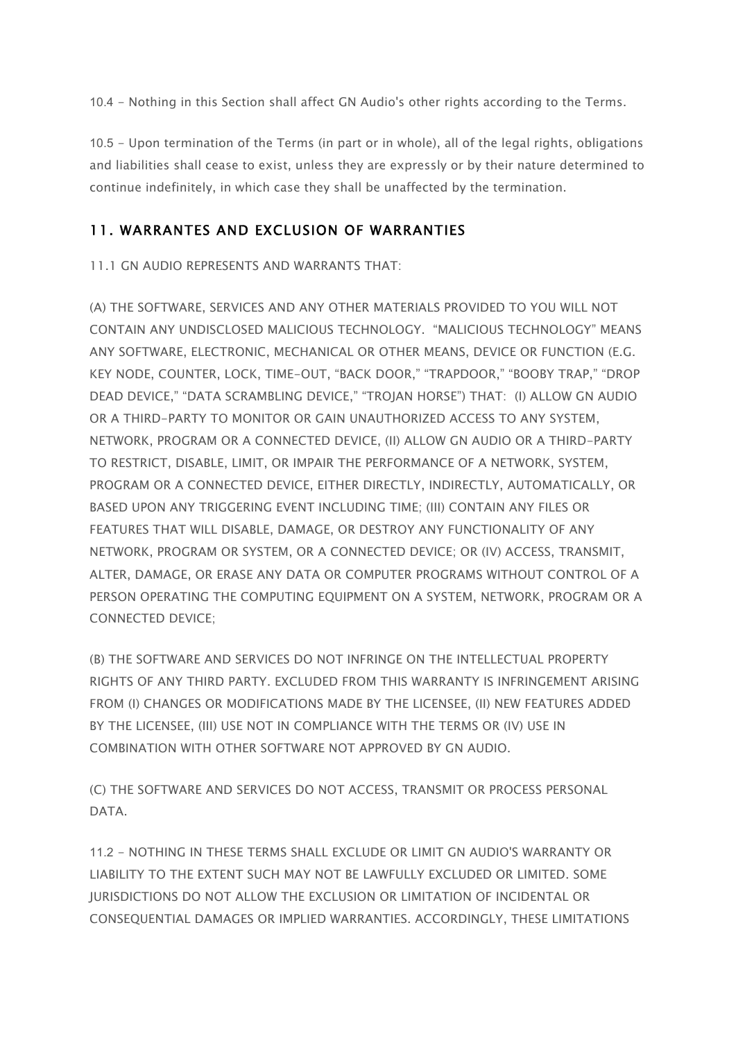10.4 - Nothing in this Section shall affect GN Audio's other rights according to the Terms.

10.5 - Upon termination of the Terms (in part or in whole), all of the legal rights, obligations and liabilities shall cease to exist, unless they are expressly or by their nature determined to continue indefinitely, in which case they shall be unaffected by the termination.

## 11. WARRANTES AND EXCLUSION OF WARRANTIES

11.1 GN AUDIO REPRESENTS AND WARRANTS THAT:

(A) THE SOFTWARE, SERVICES AND ANY OTHER MATERIALS PROVIDED TO YOU WILL NOT CONTAIN ANY UNDISCLOSED MALICIOUS TECHNOLOGY. "MALICIOUS TECHNOLOGY" MEANS ANY SOFTWARE, ELECTRONIC, MECHANICAL OR OTHER MEANS, DEVICE OR FUNCTION (E.G. KEY NODE, COUNTER, LOCK, TIME-OUT, "BACK DOOR," "TRAPDOOR," "BOOBY TRAP," "DROP DEAD DEVICE," "DATA SCRAMBLING DEVICE," "TROJAN HORSE") THAT: (I) ALLOW GN AUDIO OR A THIRD-PARTY TO MONITOR OR GAIN UNAUTHORIZED ACCESS TO ANY SYSTEM, NETWORK, PROGRAM OR A CONNECTED DEVICE, (II) ALLOW GN AUDIO OR A THIRD-PARTY TO RESTRICT, DISABLE, LIMIT, OR IMPAIR THE PERFORMANCE OF A NETWORK, SYSTEM, PROGRAM OR A CONNECTED DEVICE, EITHER DIRECTLY, INDIRECTLY, AUTOMATICALLY, OR BASED UPON ANY TRIGGERING EVENT INCLUDING TIME; (III) CONTAIN ANY FILES OR FEATURES THAT WILL DISABLE, DAMAGE, OR DESTROY ANY FUNCTIONALITY OF ANY NETWORK, PROGRAM OR SYSTEM, OR A CONNECTED DEVICE; OR (IV) ACCESS, TRANSMIT, ALTER, DAMAGE, OR ERASE ANY DATA OR COMPUTER PROGRAMS WITHOUT CONTROL OF A PERSON OPERATING THE COMPUTING EQUIPMENT ON A SYSTEM, NETWORK, PROGRAM OR A CONNECTED DEVICE;

(B) THE SOFTWARE AND SERVICES DO NOT INFRINGE ON THE INTELLECTUAL PROPERTY RIGHTS OF ANY THIRD PARTY. EXCLUDED FROM THIS WARRANTY IS INFRINGEMENT ARISING FROM (I) CHANGES OR MODIFICATIONS MADE BY THE LICENSEE, (II) NEW FEATURES ADDED BY THE LICENSEE, (III) USE NOT IN COMPLIANCE WITH THE TERMS OR (IV) USE IN COMBINATION WITH OTHER SOFTWARE NOT APPROVED BY GN AUDIO.

(C) THE SOFTWARE AND SERVICES DO NOT ACCESS, TRANSMIT OR PROCESS PERSONAL DATA.

11.2 - NOTHING IN THESE TERMS SHALL EXCLUDE OR LIMIT GN AUDIO'S WARRANTY OR LIABILITY TO THE EXTENT SUCH MAY NOT BE LAWFULLY EXCLUDED OR LIMITED. SOME JURISDICTIONS DO NOT ALLOW THE EXCLUSION OR LIMITATION OF INCIDENTAL OR CONSEQUENTIAL DAMAGES OR IMPLIED WARRANTIES. ACCORDINGLY, THESE LIMITATIONS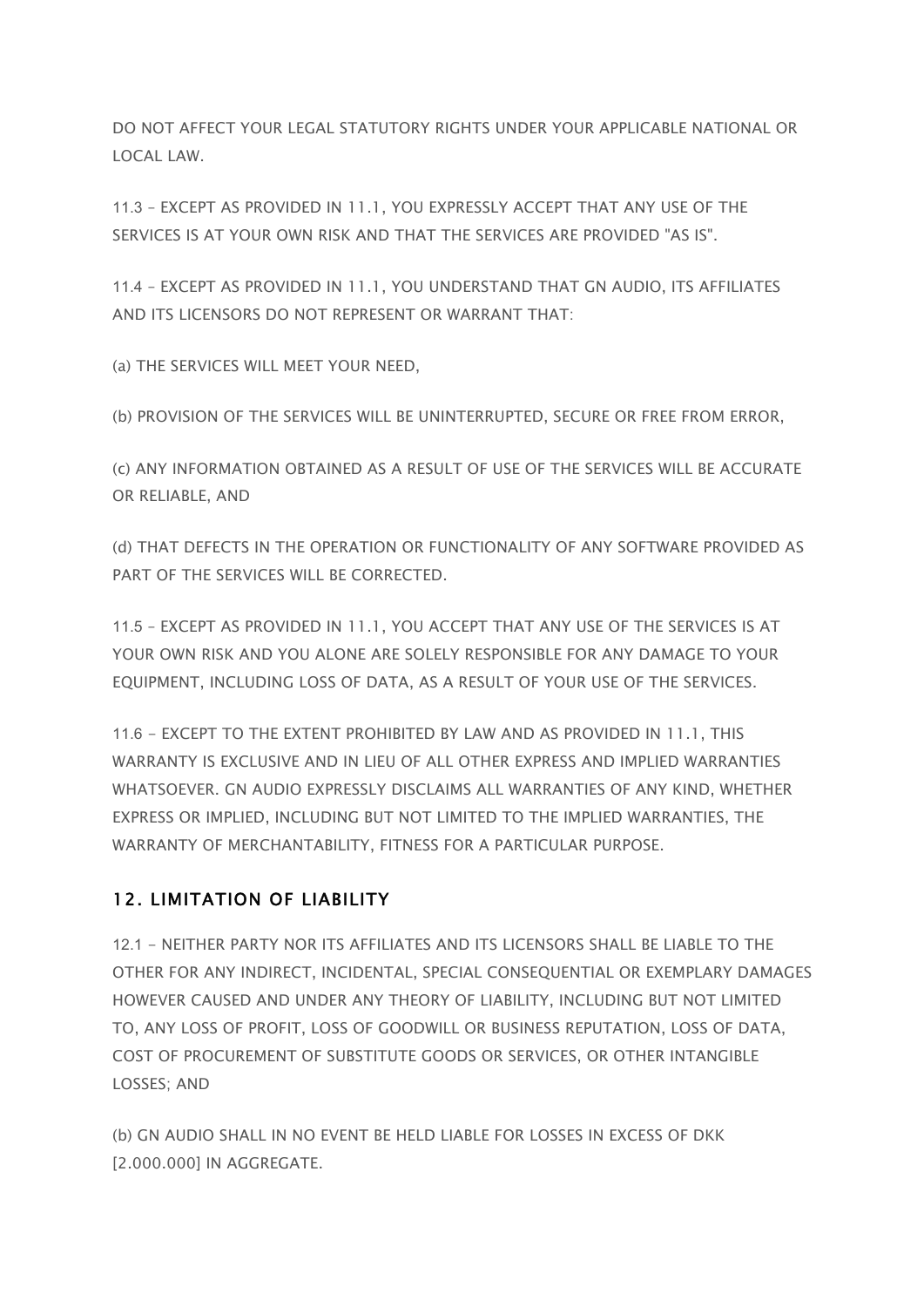DO NOT AFFECT YOUR LEGAL STATUTORY RIGHTS UNDER YOUR APPLICABLE NATIONAL OR LOCAL LAW.

11.3 – EXCEPT AS PROVIDED IN 11.1, YOU EXPRESSLY ACCEPT THAT ANY USE OF THE SERVICES IS AT YOUR OWN RISK AND THAT THE SERVICES ARE PROVIDED "AS IS".

11.4 – EXCEPT AS PROVIDED IN 11.1, YOU UNDERSTAND THAT GN AUDIO, ITS AFFILIATES AND ITS LICENSORS DO NOT REPRESENT OR WARRANT THAT:

(a) THE SERVICES WILL MEET YOUR NEED,

(b) PROVISION OF THE SERVICES WILL BE UNINTERRUPTED, SECURE OR FREE FROM ERROR,

(c) ANY INFORMATION OBTAINED AS A RESULT OF USE OF THE SERVICES WILL BE ACCURATE OR RELIABLE, AND

(d) THAT DEFECTS IN THE OPERATION OR FUNCTIONALITY OF ANY SOFTWARE PROVIDED AS PART OF THE SERVICES WILL BE CORRECTED.

11.5 – EXCEPT AS PROVIDED IN 11.1, YOU ACCEPT THAT ANY USE OF THE SERVICES IS AT YOUR OWN RISK AND YOU ALONE ARE SOLELY RESPONSIBLE FOR ANY DAMAGE TO YOUR EQUIPMENT, INCLUDING LOSS OF DATA, AS A RESULT OF YOUR USE OF THE SERVICES.

11.6 - EXCEPT TO THE EXTENT PROHIBITED BY LAW AND AS PROVIDED IN 11.1, THIS WARRANTY IS EXCLUSIVE AND IN LIEU OF ALL OTHER EXPRESS AND IMPLIED WARRANTIES WHATSOEVER. GN AUDIO EXPRESSLY DISCLAIMS ALL WARRANTIES OF ANY KIND, WHETHER EXPRESS OR IMPLIED, INCLUDING BUT NOT LIMITED TO THE IMPLIED WARRANTIES, THE WARRANTY OF MERCHANTABILITY, FITNESS FOR A PARTICULAR PURPOSE.

## 12. LIMITATION OF LIABILITY

12.1 - NEITHER PARTY NOR ITS AFFILIATES AND ITS LICENSORS SHALL BE LIABLE TO THE OTHER FOR ANY INDIRECT, INCIDENTAL, SPECIAL CONSEQUENTIAL OR EXEMPLARY DAMAGES HOWEVER CAUSED AND UNDER ANY THEORY OF LIABILITY, INCLUDING BUT NOT LIMITED TO, ANY LOSS OF PROFIT, LOSS OF GOODWILL OR BUSINESS REPUTATION, LOSS OF DATA, COST OF PROCUREMENT OF SUBSTITUTE GOODS OR SERVICES, OR OTHER INTANGIBLE LOSSES; AND

(b) GN AUDIO SHALL IN NO EVENT BE HELD LIABLE FOR LOSSES IN EXCESS OF DKK [2.000.000] IN AGGREGATE.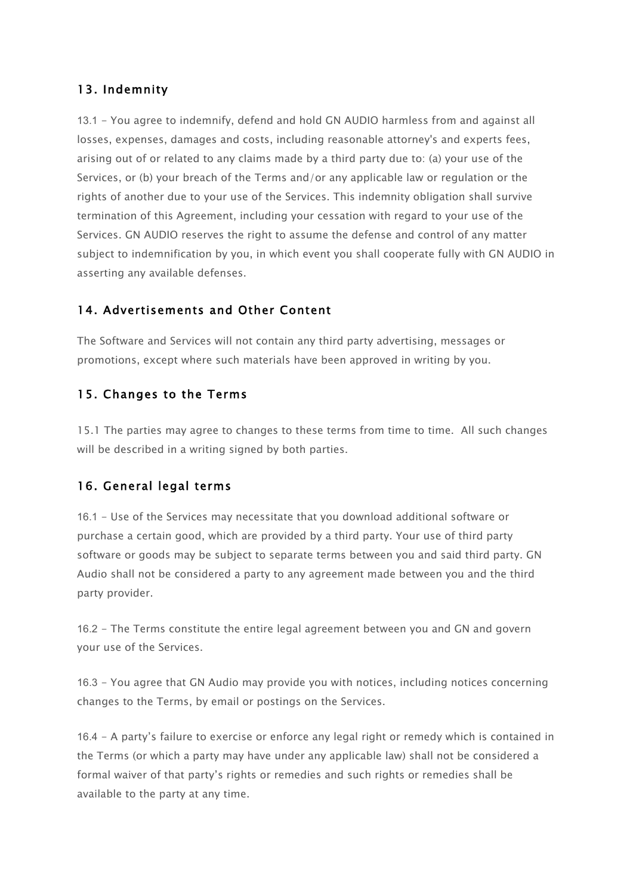## 13. Indemnity

13.1 - You agree to indemnify, defend and hold GN AUDIO harmless from and against all losses, expenses, damages and costs, including reasonable attorney's and experts fees, arising out of or related to any claims made by a third party due to: (a) your use of the Services, or (b) your breach of the Terms and/or any applicable law or regulation or the rights of another due to your use of the Services. This indemnity obligation shall survive termination of this Agreement, including your cessation with regard to your use of the Services. GN AUDIO reserves the right to assume the defense and control of any matter subject to indemnification by you, in which event you shall cooperate fully with GN AUDIO in asserting any available defenses.

## 14. Advertisements and Other Content

The Software and Services will not contain any third party advertising, messages or promotions, except where such materials have been approved in writing by you.

## 15. Changes to the Terms

15.1 The parties may agree to changes to these terms from time to time. All such changes will be described in a writing signed by both parties.

## 16. General legal terms

16.1 - Use of the Services may necessitate that you download additional software or purchase a certain good, which are provided by a third party. Your use of third party software or goods may be subject to separate terms between you and said third party. GN Audio shall not be considered a party to any agreement made between you and the third party provider.

16.2 - The Terms constitute the entire legal agreement between you and GN and govern your use of the Services.

16.3 - You agree that GN Audio may provide you with notices, including notices concerning changes to the Terms, by email or postings on the Services.

16.4 - A party's failure to exercise or enforce any legal right or remedy which is contained in the Terms (or which a party may have under any applicable law) shall not be considered a formal waiver of that party's rights or remedies and such rights or remedies shall be available to the party at any time.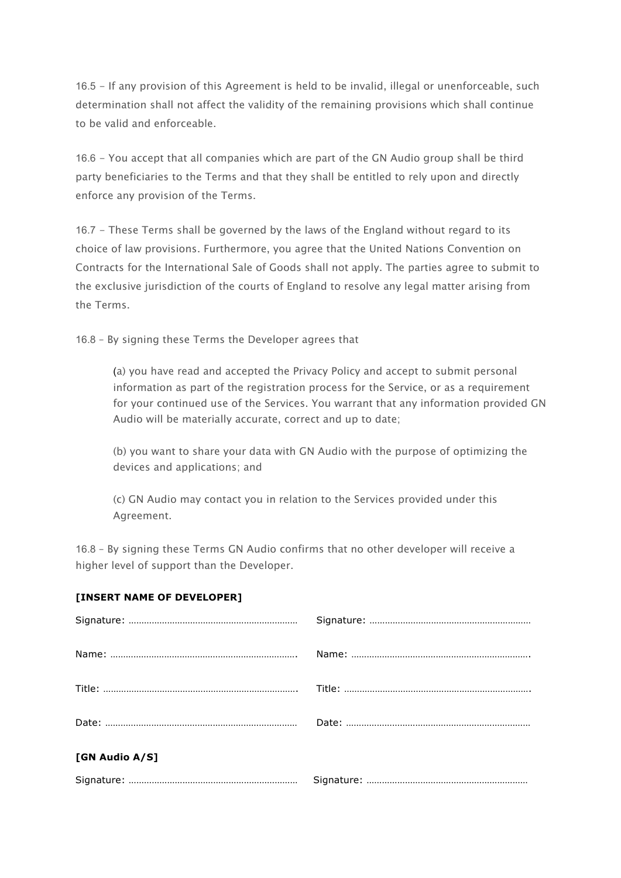16.5 - If any provision of this Agreement is held to be invalid, illegal or unenforceable, such determination shall not affect the validity of the remaining provisions which shall continue to be valid and enforceable.

16.6 - You accept that all companies which are part of the GN Audio group shall be third party beneficiaries to the Terms and that they shall be entitled to rely upon and directly enforce any provision of the Terms.

16.7 - These Terms shall be governed by the laws of the England without regard to its choice of law provisions. Furthermore, you agree that the United Nations Convention on Contracts for the International Sale of Goods shall not apply. The parties agree to submit to the exclusive jurisdiction of the courts of England to resolve any legal matter arising from the Terms.

16.8 – By signing these Terms the Developer agrees that

(a) you have read and accepted the Privacy Policy and accept to submit personal information as part of the registration process for the Service, or as a requirement for your continued use of the Services. You warrant that any information provided GN Audio will be materially accurate, correct and up to date;

(b) you want to share your data with GN Audio with the purpose of optimizing the devices and applications; and

(c) GN Audio may contact you in relation to the Services provided under this Agreement.

16.8 – By signing these Terms GN Audio confirms that no other developer will receive a higher level of support than the Developer.

**[INSERT NAME OF DEVELOPER]**

| | |
|---|---|
| Signature: ………………………………………………………… | Signature: …………………………………………………… |
| Name: ………………………………………………………………. | Name: ……………………………………………………………. |
| Title: …………………………………………………………………. | Title: ………………………………………………………………. |
| Date: ………………………………………………………………… | Date: ……………………………………………………………… |

**[GN Audio A/S]**

| | |
|---|---|
| Signature: ………………………………………………………… | Signature: …………………………………………………… |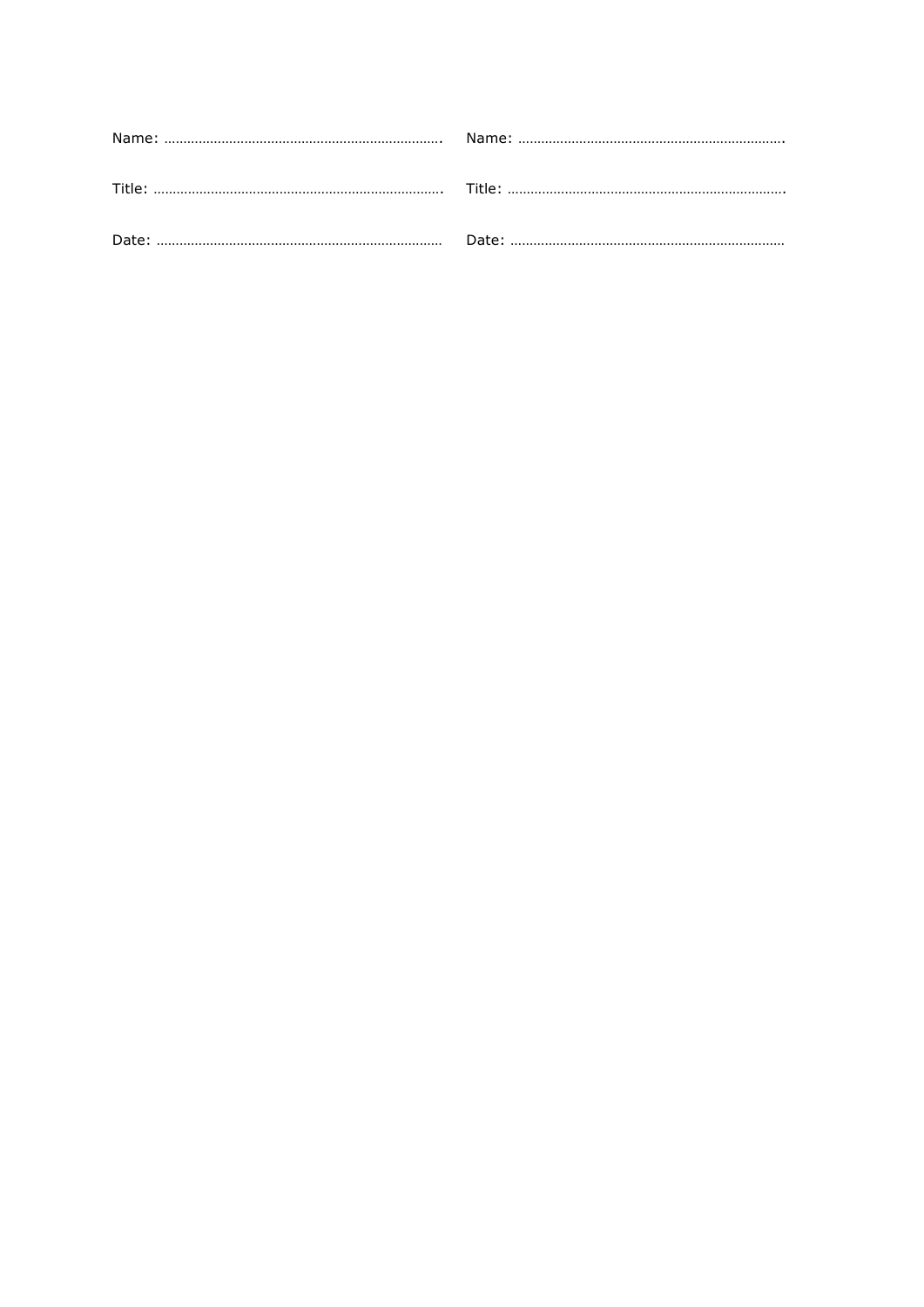| | |
|---|---|
| Name: ……………………………………………………………….. | Name: …………………………………………………………….. |
| Title: ………………………………………………………………….. | Title: ……………………………………………………………….. |
| Date: ………………………………………………………………… | Date: ……………………………………………………………… |